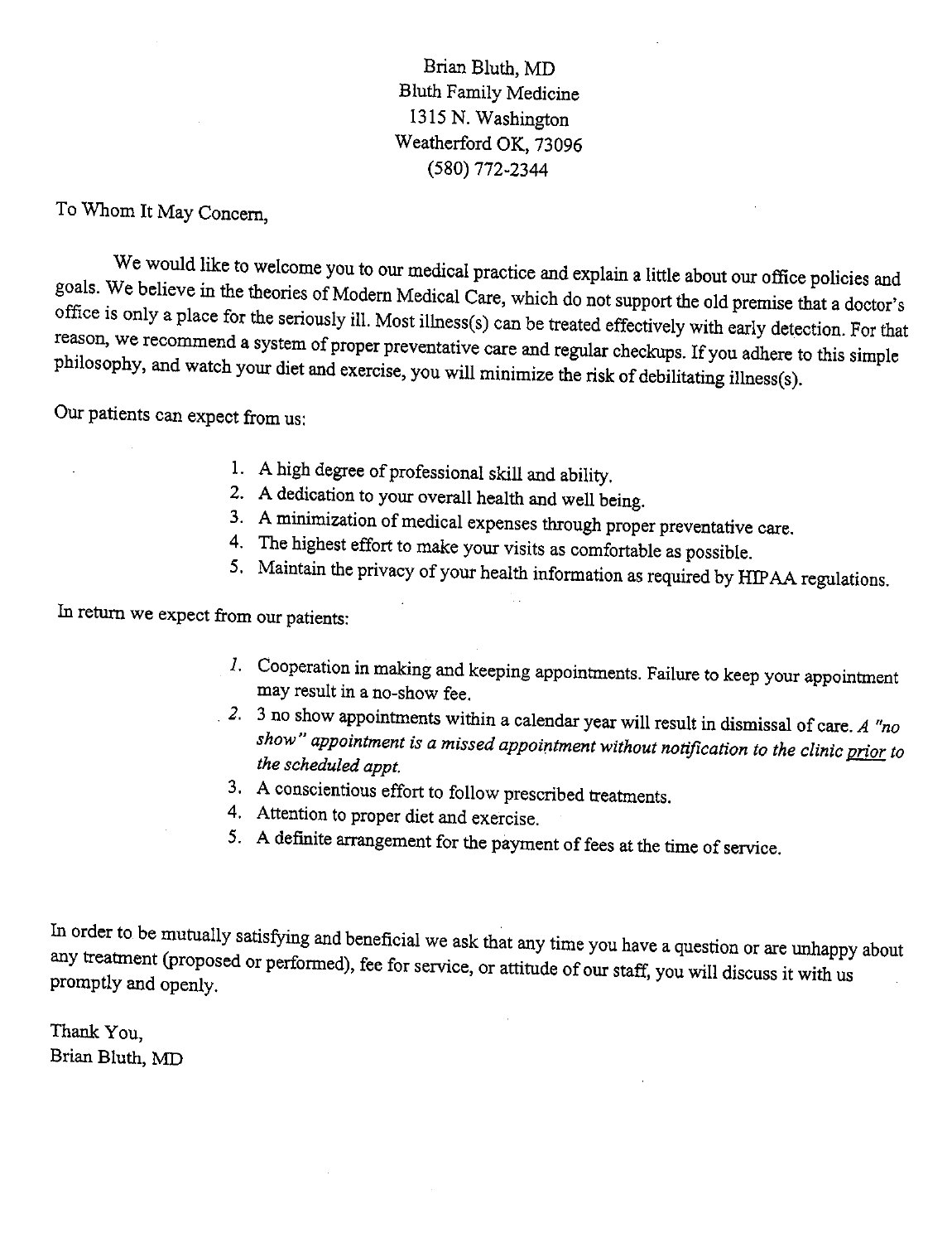Brian Bluth, MD
Bluth Family Medicine
1315 N. Washington
Weatherford OK, 73096
(580) 772-2344

To Whom It May Concern,

We would like to welcome you to our medical practice and explain a little about our office policies and goals. We believe in the theories of Modern Medical Care, which do not support the old premise that a doctor's office is only a place for the seriously ill. Most illness(s) can be treated effectively with early detection. For that reason, we recommend a system of proper preventative care and regular checkups. If you adhere to this simple philosophy, and watch your diet and exercise, you will minimize the risk of debilitating illness(s).

Our patients can expect from us:

1. A high degree of professional skill and ability.
2. A dedication to your overall health and well being.
3. A minimization of medical expenses through proper preventative care.
4. The highest effort to make your visits as comfortable as possible.
5. Maintain the privacy of your health information as required by HIPAA regulations.

In return we expect from our patients:

1. Cooperation in making and keeping appointments. Failure to keep your appointment may result in a no-show fee.
2. 3 no show appointments within a calendar year will result in dismissal of care. *A "no show" appointment is a missed appointment without notification to the clinic <u>prior</u> to the scheduled appt.*
3. A conscientious effort to follow prescribed treatments.
4. Attention to proper diet and exercise.
5. A definite arrangement for the payment of fees at the time of service.

In order to be mutually satisfying and beneficial we ask that any time you have a question or are unhappy about any treatment (proposed or performed), fee for service, or attitude of our staff, you will discuss it with us promptly and openly.

Thank You,
Brian Bluth, MD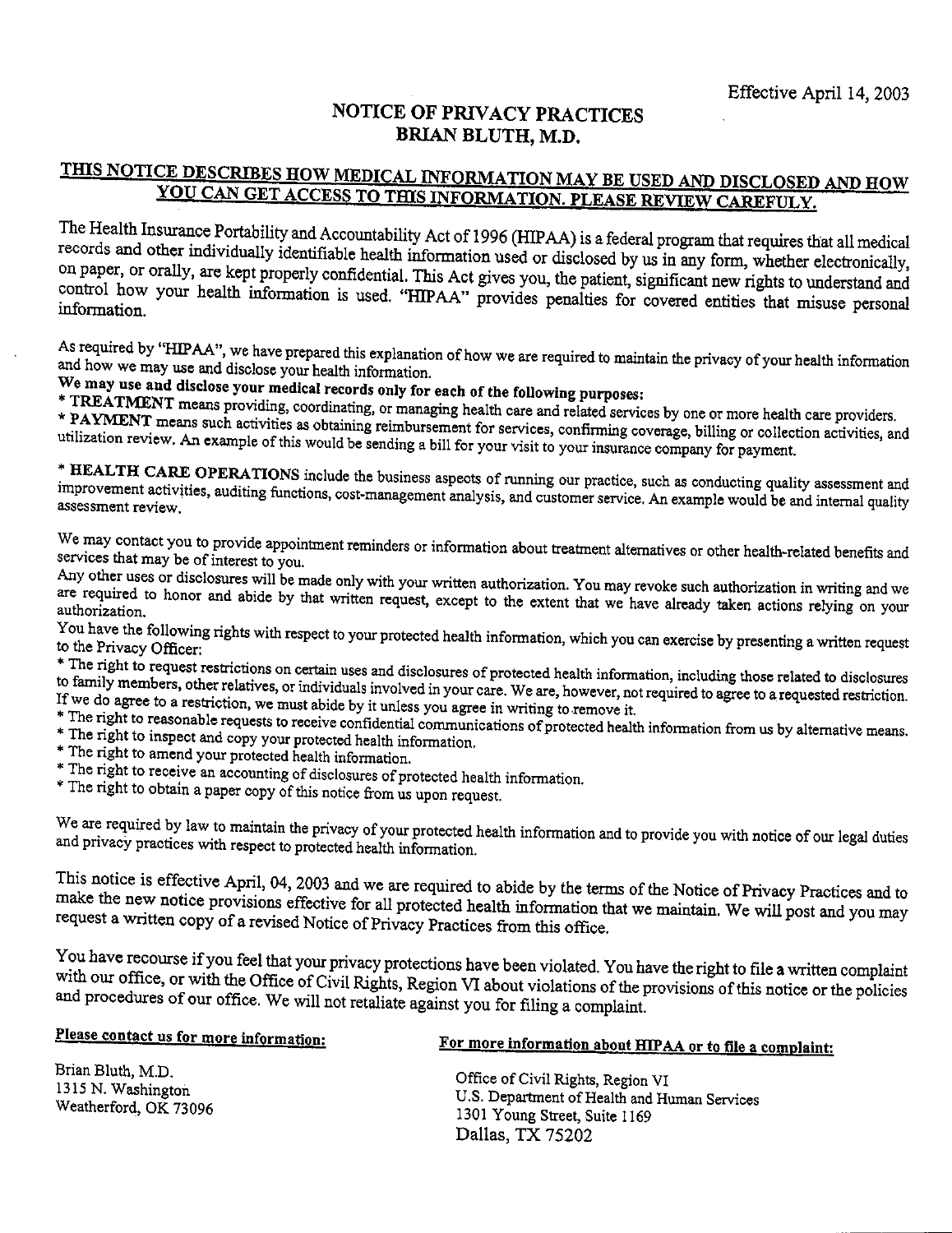Effective April 14, 2003

# NOTICE OF PRIVACY PRACTICES
# BRIAN BLUTH, M.D.

**THIS NOTICE DESCRIBES HOW MEDICAL INFORMATION MAY BE USED AND DISCLOSED AND HOW YOU CAN GET ACCESS TO THIS INFORMATION. PLEASE REVIEW CAREFULY.**

The Health Insurance Portability and Accountability Act of 1996 (HIPAA) is a federal program that requires that all medical records and other individually identifiable health information used or disclosed by us in any form, whether electronically, on paper, or orally, are kept properly confidential. This Act gives you, the patient, significant new rights to understand and control how your health information is used. "HIPAA" provides penalties for covered entities that misuse personal information.

As required by "HIPAA", we have prepared this explanation of how we are required to maintain the privacy of your health information and how we may use and disclose your health information.

**We may use and disclose your medical records only for each of the following purposes:**

* **TREATMENT** means providing, coordinating, or managing health care and related services by one or more health care providers.
* **PAYMENT** means such activities as obtaining reimbursement for services, confirming coverage, billing or collection activities, and utilization review. An example of this would be sending a bill for your visit to your insurance company for payment.

* **HEALTH CARE OPERATIONS** include the business aspects of running our practice, such as conducting quality assessment and improvement activities, auditing functions, cost-management analysis, and customer service. An example would be and internal quality assessment review.

We may contact you to provide appointment reminders or information about treatment alternatives or other health-related benefits and services that may be of interest to you.

Any other uses or disclosures will be made only with your written authorization. You may revoke such authorization in writing and we are required to honor and abide by that written request, except to the extent that we have already taken actions relying on your authorization.

You have the following rights with respect to your protected health information, which you can exercise by presenting a written request to the Privacy Officer:

* The right to request restrictions on certain uses and disclosures of protected health information, including those related to disclosures to family members, other relatives, or individuals involved in your care. We are, however, not required to agree to a requested restriction. If we do agree to a restriction, we must abide by it unless you agree in writing to remove it.
* The right to reasonable requests to receive confidential communications of protected health information from us by alternative means.
* The right to inspect and copy your protected health information.
* The right to amend your protected health information.
* The right to receive an accounting of disclosures of protected health information.
* The right to obtain a paper copy of this notice from us upon request.

We are required by law to maintain the privacy of your protected health information and to provide you with notice of our legal duties and privacy practices with respect to protected health information.

This notice is effective April, 04, 2003 and we are required to abide by the terms of the Notice of Privacy Practices and to make the new notice provisions effective for all protected health information that we maintain. We will post and you may request a written copy of a revised Notice of Privacy Practices from this office.

You have recourse if you feel that your privacy protections have been violated. You have the right to file a written complaint with our office, or with the Office of Civil Rights, Region VI about violations of the provisions of this notice or the policies and procedures of our office. We will not retaliate against you for filing a complaint.

**Please contact us for more information:**

Brian Bluth, M.D.
1315 N. Washington
Weatherford, OK 73096

**For more information about HIPAA or to file a complaint:**

Office of Civil Rights, Region VI
U.S. Department of Health and Human Services
1301 Young Street, Suite 1169
Dallas, TX 75202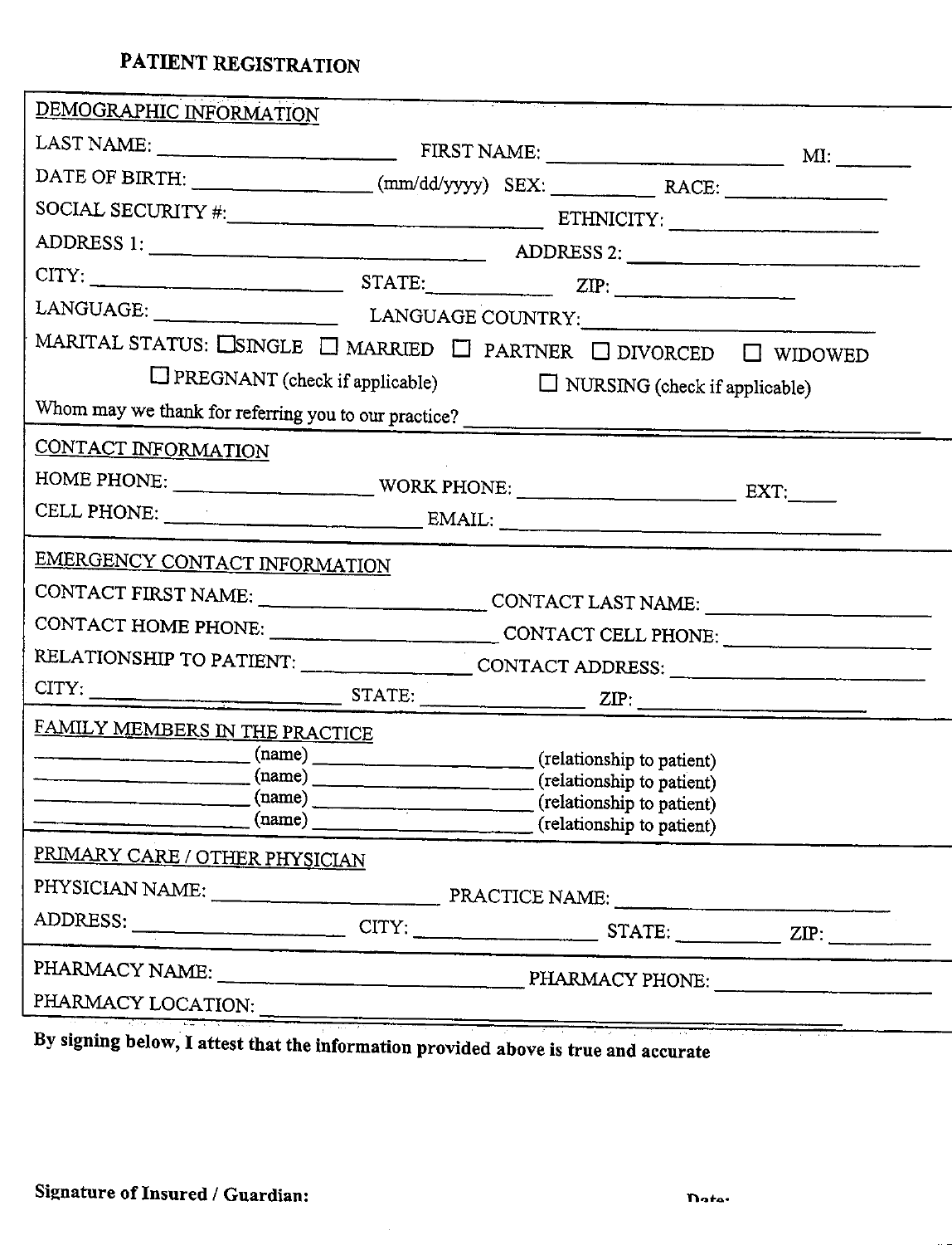# PATIENT REGISTRATION

## DEMOGRAPHIC INFORMATION

LAST NAME: ____________________ FIRST NAME: ____________________ MI: ______

DATE OF BIRTH: ______________ (mm/dd/yyyy) SEX: ________ RACE: ______________

SOCIAL SECURITY #: ______________________________ ETHNICITY: ______________

ADDRESS 1: ______________________________ ADDRESS 2: ______________________________

CITY: ____________________ STATE: __________ ZIP: ______________

LANGUAGE: ______________ LANGUAGE COUNTRY: ______________________

MARITAL STATUS: ☐ SINGLE ☐ MARRIED ☐ PARTNER ☐ DIVORCED ☐ WIDOWED

☐ PREGNANT (check if applicable) ☐ NURSING (check if applicable)

Whom may we thank for referring you to our practice? ______________________________

## CONTACT INFORMATION

HOME PHONE: ______________ WORK PHONE: ______________ EXT: ______

CELL PHONE: ______________ EMAIL: ______________________________

## EMERGENCY CONTACT INFORMATION

CONTACT FIRST NAME: ______________ CONTACT LAST NAME: ______________

CONTACT HOME PHONE: ______________ CONTACT CELL PHONE: ______________

RELATIONSHIP TO PATIENT: ______________ CONTACT ADDRESS: ______________

CITY: ____________________ STATE: __________ ZIP: ______________

## FAMILY MEMBERS IN THE PRACTICE

______________ (name) ______________ (relationship to patient)

______________ (name) ______________ (relationship to patient)

______________ (name) ______________ (relationship to patient)

______________ (name) ______________ (relationship to patient)

## PRIMARY CARE / OTHER PHYSICIAN

PHYSICIAN NAME: ______________ PRACTICE NAME: ______________

ADDRESS: ______________ CITY: ______________ STATE: __________ ZIP: __________

PHARMACY NAME: ______________________________ PHARMACY PHONE: ______________

PHARMACY LOCATION: ______________________________

**By signing below, I attest that the information provided above is true and accurate**

**Signature of Insured / Guardian:** **Date:**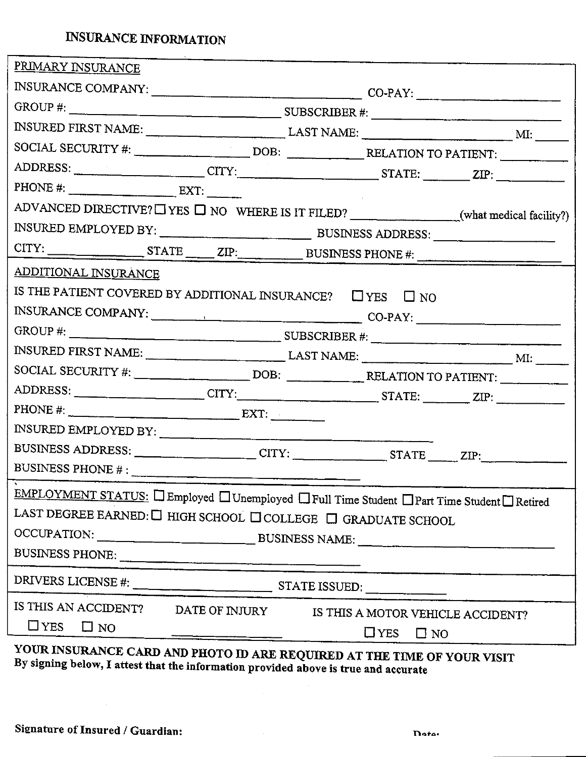# INSURANCE INFORMATION

## PRIMARY INSURANCE

INSURANCE COMPANY: ______________________ CO-PAY: ______________

GROUP #: ______________________ SUBSCRIBER #: ______________________

INSURED FIRST NAME: ______________ LAST NAME: ______________ MI: _____

SOCIAL SECURITY #: ____________ DOB: __________ RELATION TO PATIENT: __________

ADDRESS: ______________ CITY: ______________ STATE: ______ ZIP: ________

PHONE #: ______________ EXT: _____

ADVANCED DIRECTIVE? ☐ YES ☐ NO WHERE IS IT FILED? ______________ (what medical facility?)

INSURED EMPLOYED BY: ______________________ BUSINESS ADDRESS: ______________

CITY: ____________ STATE _____ ZIP: ________ BUSINESS PHONE #: ______________

## ADDITIONAL INSURANCE

IS THE PATIENT COVERED BY ADDITIONAL INSURANCE? ☐ YES ☐ NO

INSURANCE COMPANY: ______________________ CO-PAY: ______________

GROUP #: ______________________ SUBSCRIBER #: ______________________

INSURED FIRST NAME: ______________ LAST NAME: ______________ MI: _____

SOCIAL SECURITY #: ____________ DOB: __________ RELATION TO PATIENT: __________

ADDRESS: ______________ CITY: ______________ STATE: ______ ZIP: ________

PHONE #: ______________________ EXT: ________

INSURED EMPLOYED BY: ______________________________________

BUSINESS ADDRESS: ______________ CITY: ____________ STATE _____ ZIP: ________

BUSINESS PHONE # : ______________________________

---

EMPLOYMENT STATUS: ☐ Employed ☐ Unemployed ☐ Full Time Student ☐ Part Time Student ☐ Retired

LAST DEGREE EARNED: ☐ HIGH SCHOOL ☐ COLLEGE ☐ GRADUATE SCHOOL

OCCUPATION: ______________________ BUSINESS NAME: ______________________

BUSINESS PHONE: ______________________________

---

DRIVERS LICENSE #: ______________________ STATE ISSUED: __________

---

IS THIS AN ACCIDENT? ☐ YES ☐ NO

DATE OF INJURY ______________

IS THIS A MOTOR VEHICLE ACCIDENT? ☐ YES ☐ NO

**YOUR INSURANCE CARD AND PHOTO ID ARE REQUIRED AT THE TIME OF YOUR VISIT**

**By signing below, I attest that the information provided above is true and accurate**

**Signature of Insured / Guardian:** **Date:**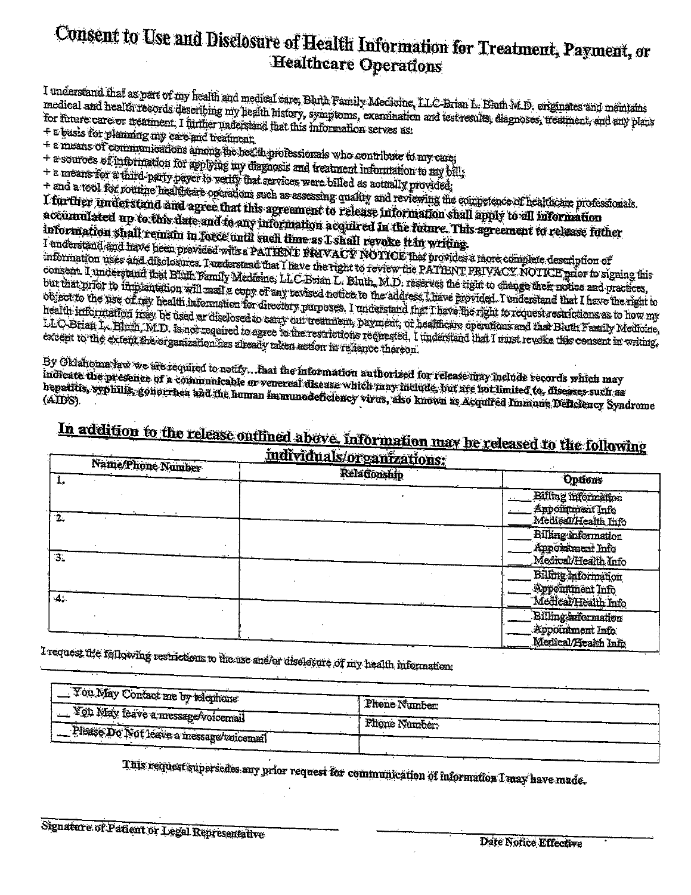# Consent to Use and Disclosure of Health Information for Treatment, Payment, or Healthcare Operations

I understand that as part of my health and medical care, Bluth Family Medicine, LLC-Brian L. Bluth M.D. originates and maintains medical and health records describing my health history, symptoms, examination and test results, diagnoses, treatment, and any plans for future care or treatment. I further understand that this information serves as:

+ a basis for planning my care and treatment;
+ a means of communications among the health professionals who contribute to my care;
+ a sources of information for applying my diagnosis and treatment information to my bill;
+ a means for a third-party payer to verify that services were billed as actually provided;
+ and a tool for routine healthcare operations such as assessing quality and reviewing the competence of healthcare professionals.

**I further understand and agree that this agreement to release information shall apply to all information accumulated up to this date and to any information acquired in the future. This agreement to release futher information shall remain in force until such time as I shall revoke it in writing.**

I understand and have been provided with a PATIENT PRIVACY NOTICE that provides a more complete description of information uses and disclosures. I understand that I have the right to review the PATIENT PRIVACY NOTICE prior to signing this consent. I understand that Bluth Family Medicine, LLC-Brian L. Bluth, M.D. reserves the right to change their notice and practices, but that prior to implantation will mail a copy of any revised notice to the address I have provided. I understand that I have the right to object to the use of my health information for directory purposes. I understand that I have the right to request restrictions as to how my health information may be used or disclosed to carry out treatment, payment, or healthcare operations and that Bluth Family Medicine, LLC-Brian L. Bluth, M.D. is not required to agree to the restrictions requested. I understand that I must revoke this consent in writing, except to the extent the organization has already taken action in reliance thereon.

By Oklahoma law we are required to notify...**that the information authorized for release may include records which may indicate the presence of a communicable or venereal disease which may include, but are not limited to, diseases such as hepatitis, syphilis, gonorrhea and the human immunodeficiency virus, also known as Acquired Immune Deficiency Syndrome (AIDS).**

## <u>In addition to the release outlined above, information may be released to the following individuals/organizations:</u>

| Name/Phone Number | Relationship | Options |
|---|---|---|
| 1. | | ____ Billing information<br>____ Appointment Info<br>____ Medical/Health Info |
| 2. | | ____ Billing information<br>____ Appointment Info<br>____ Medical/Health Info |
| 3. | | ____ Billing information<br>____ Appointment Info<br>____ Medical/Health Info |
| 4. | | ____ Billing information<br>____ Appointment Info<br>____ Medical/Health Info |

I request the following restrictions to the use and/or disclosure of my health information:

______________________________________________________________________________

| | |
|---|---|
| __ You May Contact me by telephone | Phone Number: |
| __ You May leave a message/voicemail | Phone Number: |
| __ Please Do Not leave a message/voicemail | |

**This request supersedes any prior request for communication of information I may have made.**

_______________________________ Signature of Patient or Legal Representative

_______________________________ Date Notice Effective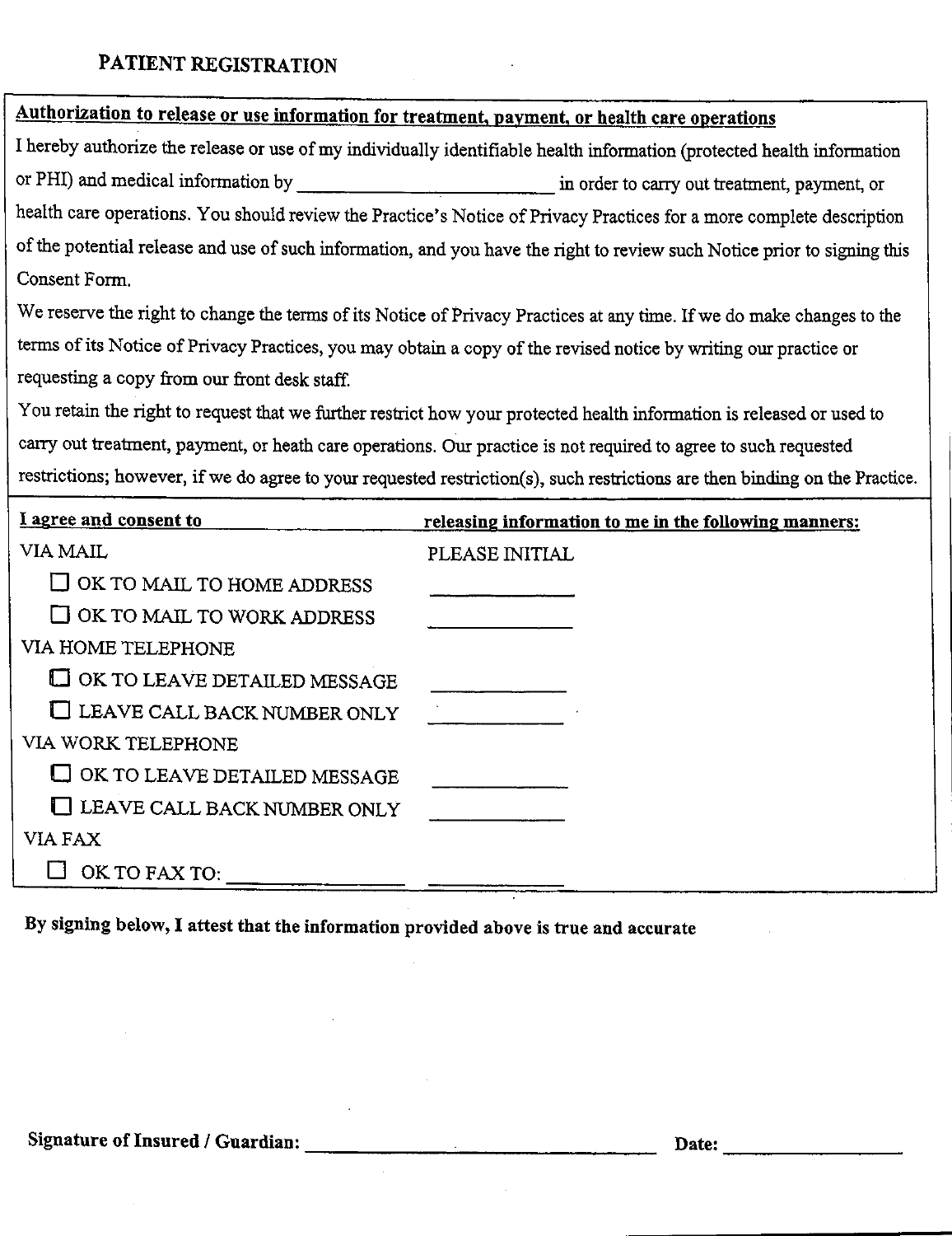# PATIENT REGISTRATION

**Authorization to release or use information for treatment, payment, or health care operations**

I hereby authorize the release or use of my individually identifiable health information (protected health information or PHI) and medical information by __________________________ in order to carry out treatment, payment, or health care operations. You should review the Practice's Notice of Privacy Practices for a more complete description of the potential release and use of such information, and you have the right to review such Notice prior to signing this Consent Form.

We reserve the right to change the terms of its Notice of Privacy Practices at any time. If we do make changes to the terms of its Notice of Privacy Practices, you may obtain a copy of the revised notice by writing our practice or requesting a copy from our front desk staff.

You retain the right to request that we further restrict how your protected health information is released or used to carry out treatment, payment, or heath care operations. Our practice is not required to agree to such requested restrictions; however, if we do agree to your requested restriction(s), such restrictions are then binding on the Practice.

| **I agree and consent to** | **releasing information to me in the following manners:** |
|---|---|
| VIA MAIL | PLEASE INITIAL |
| ☐ OK TO MAIL TO HOME ADDRESS | ____________ |
| ☐ OK TO MAIL TO WORK ADDRESS | ____________ |
| VIA HOME TELEPHONE | |
| ☐ OK TO LEAVE DETAILED MESSAGE | ____________ |
| ☐ LEAVE CALL BACK NUMBER ONLY | ____________ |
| VIA WORK TELEPHONE | |
| ☐ OK TO LEAVE DETAILED MESSAGE | ____________ |
| ☐ LEAVE CALL BACK NUMBER ONLY | ____________ |
| VIA FAX | |
| ☐ OK TO FAX TO: ______________ | ____________ |

**By signing below, I attest that the information provided above is true and accurate**

**Signature of Insured / Guardian:** ______________________________ **Date:** ______________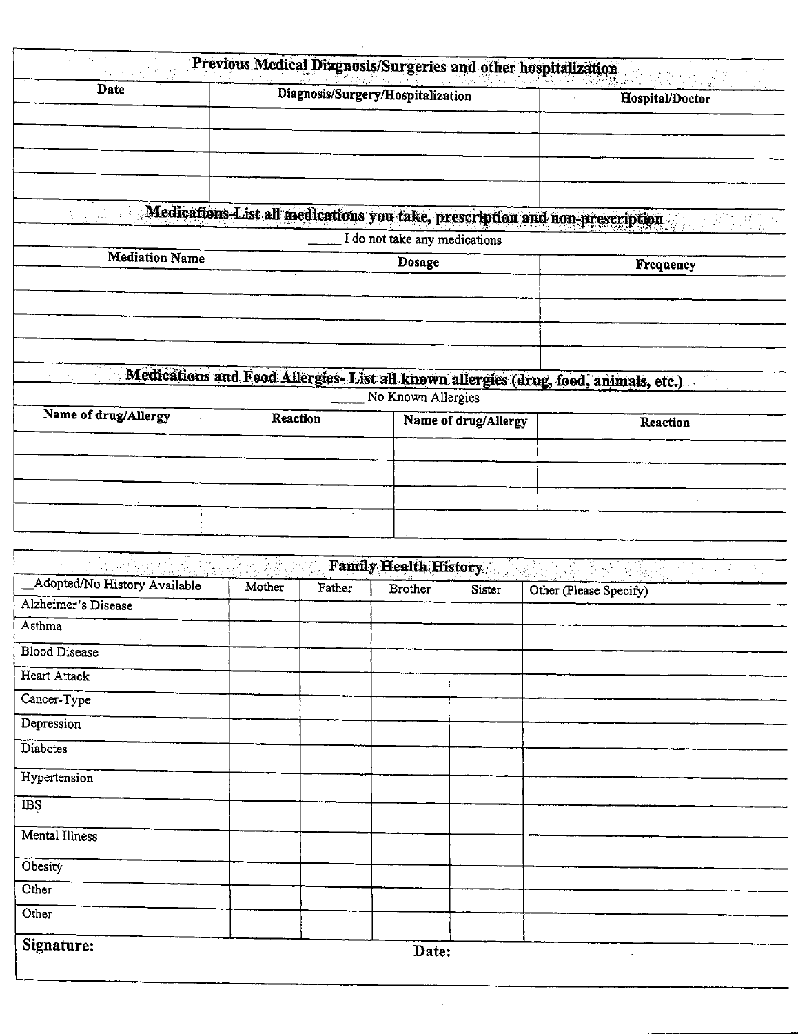## Previous Medical Diagnosis/Surgeries and other hospitalization

| Date | Diagnosis/Surgery/Hospitalization | Hospital/Doctor |
|---|---|---|
| | | |
| | | |
| | | |
| | | |

## Medications-List all medications you take, prescription and non-prescription

_____ I do not take any medications

| Mediation Name | Dosage | Frequency |
|---|---|---|
| | | |
| | | |
| | | |
| | | |

## Medications and Food Allergies- List all known allergies (drug, food, animals, etc.)

_____ No Known Allergies

| Name of drug/Allergy | Reaction | Name of drug/Allergy | Reaction |
|---|---|---|---|
| | | | |
| | | | |
| | | | |
| | | | |

## Family Health History

| __Adopted/No History Available | Mother | Father | Brother | Sister | Other (Please Specify) |
|---|---|---|---|---|---|
| Alzheimer's Disease | | | | | |
| Asthma | | | | | |
| Blood Disease | | | | | |
| Heart Attack | | | | | |
| Cancer-Type | | | | | |
| Depression | | | | | |
| Diabetes | | | | | |
| Hypertension | | | | | |
| IBS | | | | | |
| Mental Illness | | | | | |
| Obesity | | | | | |
| Other | | | | | |
| Other | | | | | |

**Signature:** **Date:**